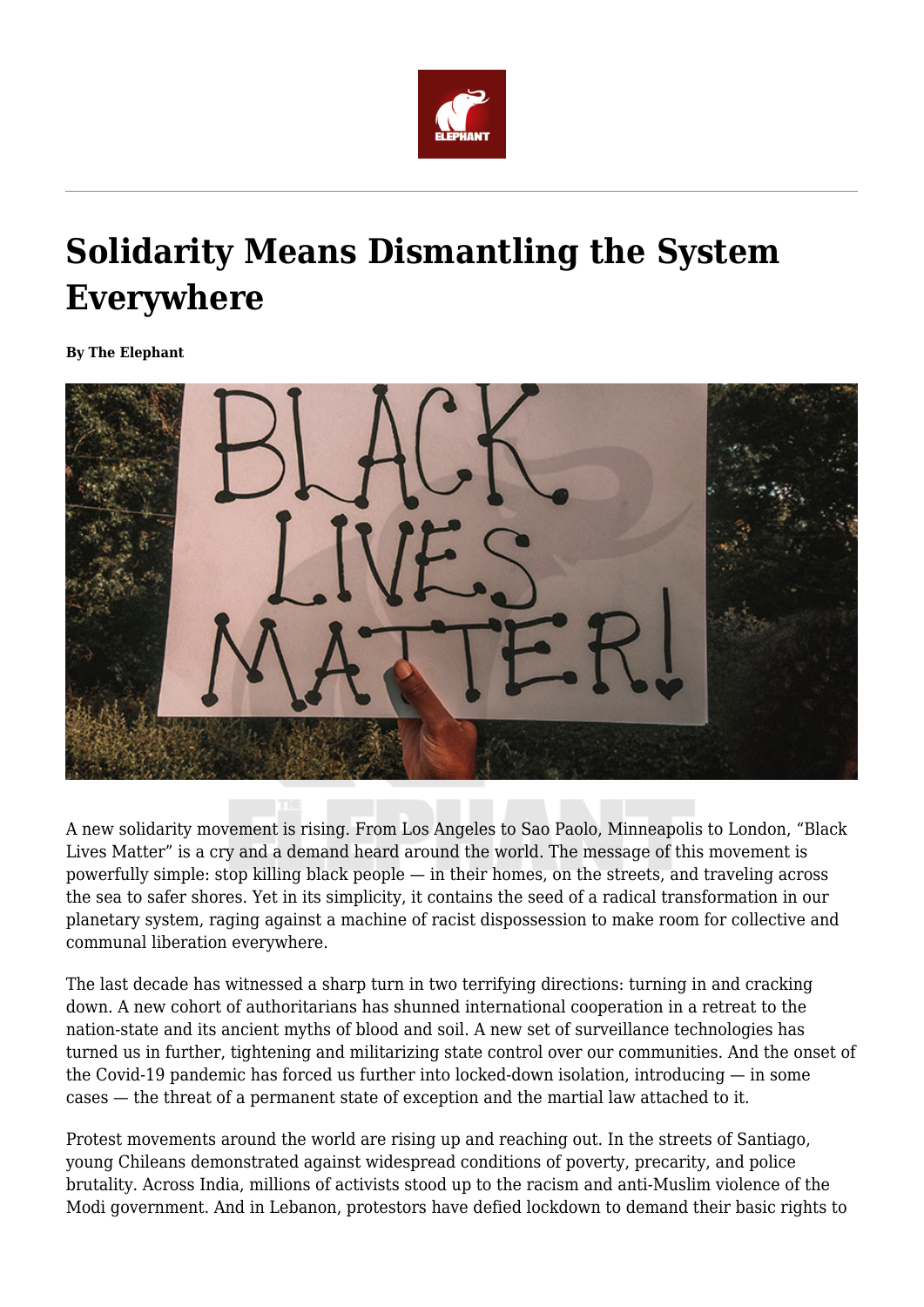# Solidarity Means Dismantling the System Everywhere

**By The Elephant**

A new solidarity movement is rising. From Los Angeles to Sao Paolo, Minneapolis to London, "Black Lives Matter" is a cry and a demand heard around the world. The message of this movement is powerfully simple: stop killing black people — in their homes, on the streets, and traveling across the sea to safer shores. Yet in its simplicity, it contains the seed of a radical transformation in our planetary system, raging against a machine of racist dispossession to make room for collective and communal liberation everywhere.

The last decade has witnessed a sharp turn in two terrifying directions: turning in and cracking down. A new cohort of authoritarians has shunned international cooperation in a retreat to the nation-state and its ancient myths of blood and soil. A new set of surveillance technologies has turned us in further, tightening and militarizing state control over our communities. And the onset of the Covid-19 pandemic has forced us further into locked-down isolation, introducing — in some cases — the threat of a permanent state of exception and the martial law attached to it.

Protest movements around the world are rising up and reaching out. In the streets of Santiago, young Chileans demonstrated against widespread conditions of poverty, precarity, and police brutality. Across India, millions of activists stood up to the racism and anti-Muslim violence of the Modi government. And in Lebanon, protestors have defied lockdown to demand their basic rights to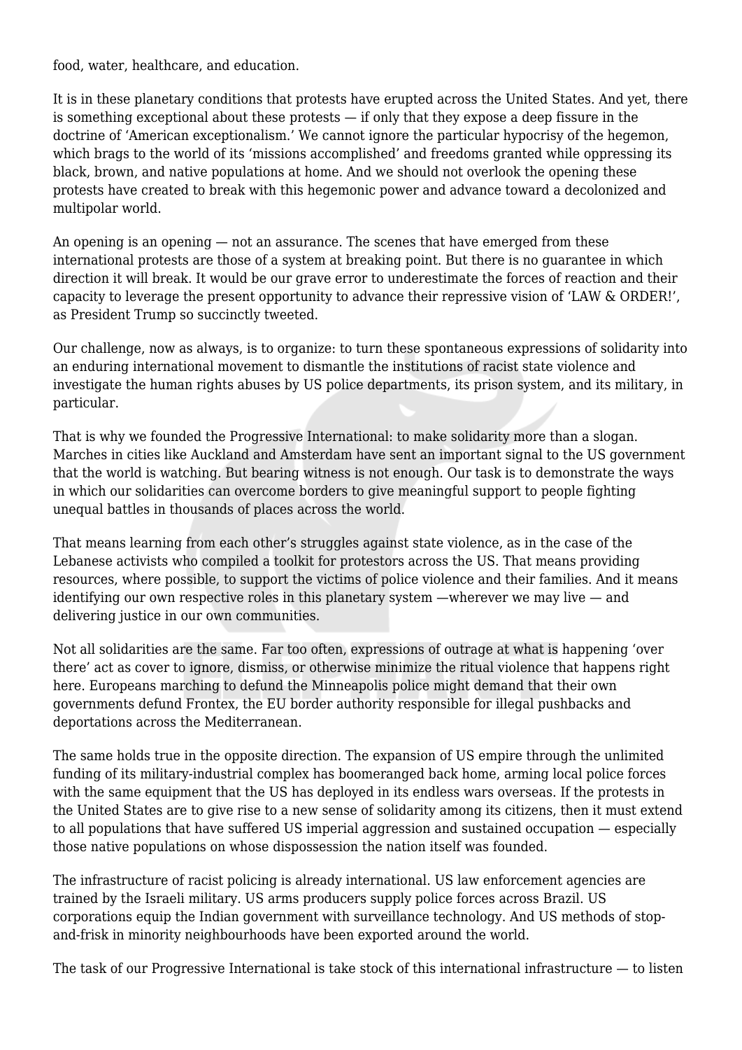food, water, healthcare, and education.

It is in these planetary conditions that protests have erupted across the United States. And yet, there is something exceptional about these protests — if only that they expose a deep fissure in the doctrine of 'American exceptionalism.' We cannot ignore the particular hypocrisy of the hegemon, which brags to the world of its 'missions accomplished' and freedoms granted while oppressing its black, brown, and native populations at home. And we should not overlook the opening these protests have created to break with this hegemonic power and advance toward a decolonized and multipolar world.

An opening is an opening — not an assurance. The scenes that have emerged from these international protests are those of a system at breaking point. But there is no guarantee in which direction it will break. It would be our grave error to underestimate the forces of reaction and their capacity to leverage the present opportunity to advance their repressive vision of 'LAW & ORDER!', as President Trump so succinctly tweeted.

Our challenge, now as always, is to organize: to turn these spontaneous expressions of solidarity into an enduring international movement to dismantle the institutions of racist state violence and investigate the human rights abuses by US police departments, its prison system, and its military, in particular.

That is why we founded the Progressive International: to make solidarity more than a slogan. Marches in cities like Auckland and Amsterdam have sent an important signal to the US government that the world is watching. But bearing witness is not enough. Our task is to demonstrate the ways in which our solidarities can overcome borders to give meaningful support to people fighting unequal battles in thousands of places across the world.

That means learning from each other's struggles against state violence, as in the case of the Lebanese activists who compiled a toolkit for protestors across the US. That means providing resources, where possible, to support the victims of police violence and their families. And it means identifying our own respective roles in this planetary system —wherever we may live — and delivering justice in our own communities.

Not all solidarities are the same. Far too often, expressions of outrage at what is happening 'over there' act as cover to ignore, dismiss, or otherwise minimize the ritual violence that happens right here. Europeans marching to defund the Minneapolis police might demand that their own governments defund Frontex, the EU border authority responsible for illegal pushbacks and deportations across the Mediterranean.

The same holds true in the opposite direction. The expansion of US empire through the unlimited funding of its military-industrial complex has boomeranged back home, arming local police forces with the same equipment that the US has deployed in its endless wars overseas. If the protests in the United States are to give rise to a new sense of solidarity among its citizens, then it must extend to all populations that have suffered US imperial aggression and sustained occupation — especially those native populations on whose dispossession the nation itself was founded.

The infrastructure of racist policing is already international. US law enforcement agencies are trained by the Israeli military. US arms producers supply police forces across Brazil. US corporations equip the Indian government with surveillance technology. And US methods of stop-and-frisk in minority neighbourhoods have been exported around the world.

The task of our Progressive International is take stock of this international infrastructure — to listen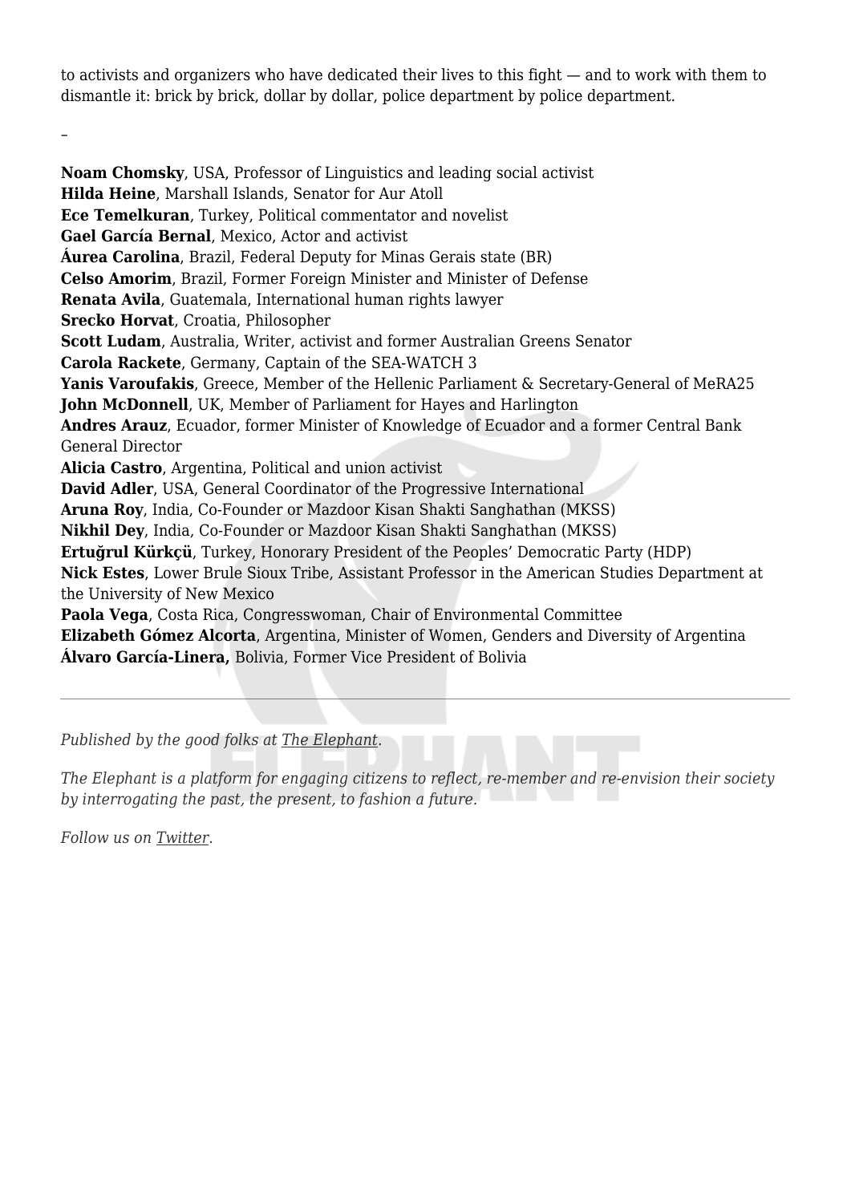to activists and organizers who have dedicated their lives to this fight — and to work with them to dismantle it: brick by brick, dollar by dollar, police department by police department.

–

**Noam Chomsky**, USA, Professor of Linguistics and leading social activist
**Hilda Heine**, Marshall Islands, Senator for Aur Atoll
**Ece Temelkuran**, Turkey, Political commentator and novelist
**Gael García Bernal**, Mexico, Actor and activist
**Áurea Carolina**, Brazil, Federal Deputy for Minas Gerais state (BR)
**Celso Amorim**, Brazil, Former Foreign Minister and Minister of Defense
**Renata Avila**, Guatemala, International human rights lawyer
**Srecko Horvat**, Croatia, Philosopher
**Scott Ludam**, Australia, Writer, activist and former Australian Greens Senator
**Carola Rackete**, Germany, Captain of the SEA-WATCH 3
**Yanis Varoufakis**, Greece, Member of the Hellenic Parliament & Secretary-General of MeRA25
**John McDonnell**, UK, Member of Parliament for Hayes and Harlington
**Andres Arauz**, Ecuador, former Minister of Knowledge of Ecuador and a former Central Bank General Director
**Alicia Castro**, Argentina, Political and union activist
**David Adler**, USA, General Coordinator of the Progressive International
**Aruna Roy**, India, Co-Founder or Mazdoor Kisan Shakti Sanghathan (MKSS)
**Nikhil Dey**, India, Co-Founder or Mazdoor Kisan Shakti Sanghathan (MKSS)
**Ertuğrul Kürkçü**, Turkey, Honorary President of the Peoples' Democratic Party (HDP)
**Nick Estes**, Lower Brule Sioux Tribe, Assistant Professor in the American Studies Department at the University of New Mexico
**Paola Vega**, Costa Rica, Congresswoman, Chair of Environmental Committee
**Elizabeth Gómez Alcorta**, Argentina, Minister of Women, Genders and Diversity of Argentina
**Álvaro García-Linera,** Bolivia, Former Vice President of Bolivia

---

*Published by the good folks at The Elephant.*

*The Elephant is a platform for engaging citizens to reflect, re-member and re-envision their society by interrogating the past, the present, to fashion a future.*

*Follow us on Twitter.*